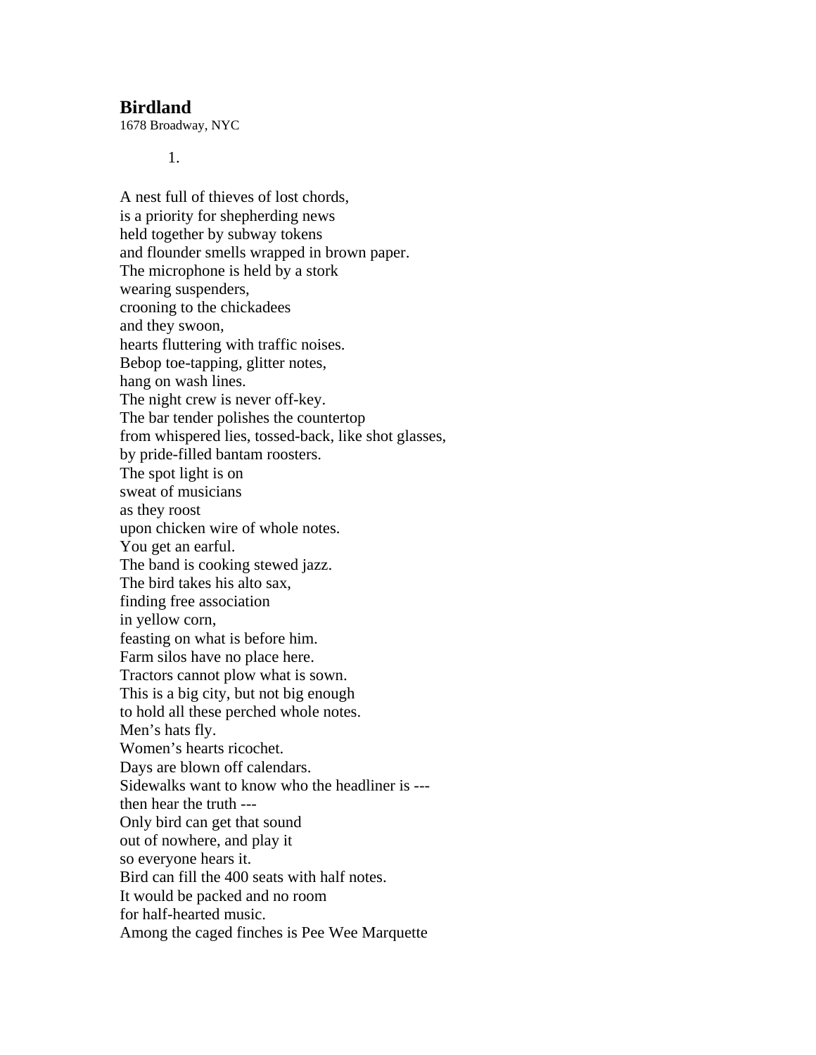## Birdland

1678 Broadway, NYC

1.

A nest full of thieves of lost chords,  
is a priority for shepherding news  
held together by subway tokens  
and flounder smells wrapped in brown paper.  
The microphone is held by a stork  
wearing suspenders,  
crooning to the chickadees  
and they swoon,  
hearts fluttering with traffic noises.  
Bebop toe-tapping, glitter notes,  
hang on wash lines.  
The night crew is never off-key.  
The bar tender polishes the countertop  
from whispered lies, tossed-back, like shot glasses,  
by pride-filled bantam roosters.  
The spot light is on  
sweat of musicians  
as they roost  
upon chicken wire of whole notes.  
You get an earful.  
The band is cooking stewed jazz.  
The bird takes his alto sax,  
finding free association  
in yellow corn,  
feasting on what is before him.  
Farm silos have no place here.  
Tractors cannot plow what is sown.  
This is a big city, but not big enough  
to hold all these perched whole notes.  
Men's hats fly.  
Women's hearts ricochet.  
Days are blown off calendars.  
Sidewalks want to know who the headliner is ---  
then hear the truth ---  
Only bird can get that sound  
out of nowhere, and play it  
so everyone hears it.  
Bird can fill the 400 seats with half notes.  
It would be packed and no room  
for half-hearted music.  
Among the caged finches is Pee Wee Marquette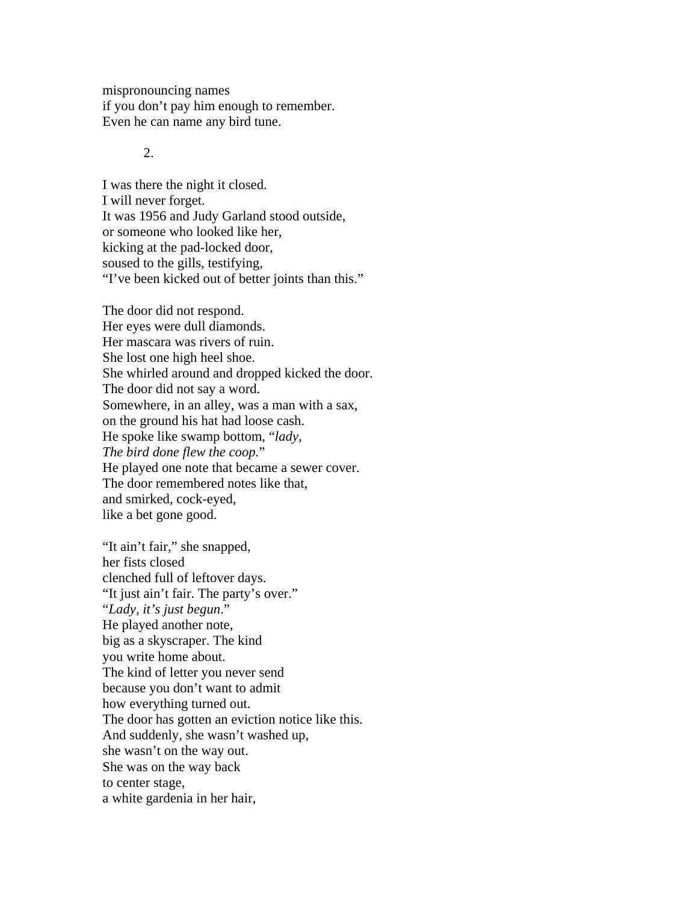mispronouncing names  
if you don’t pay him enough to remember.  
Even he can name any bird tune.

2.

I was there the night it closed.  
I will never forget.  
It was 1956 and Judy Garland stood outside,  
or someone who looked like her,  
kicking at the pad-locked door,  
soused to the gills, testifying,  
“I’ve been kicked out of better joints than this.”

The door did not respond.  
Her eyes were dull diamonds.  
Her mascara was rivers of ruin.  
She lost one high heel shoe.  
She whirled around and dropped kicked the door.  
The door did not say a word.  
Somewhere, in an alley, was a man with a sax,  
on the ground his hat had loose cash.  
He spoke like swamp bottom, “*lady,*  
*The bird done flew the coop.*”  
He played one note that became a sewer cover.  
The door remembered notes like that,  
and smirked, cock-eyed,  
like a bet gone good.

“It ain’t fair,” she snapped,  
her fists closed  
clenched full of leftover days.  
“It just ain’t fair. The party’s over.”  
“*Lady, it’s just begun*.”  
He played another note,  
big as a skyscraper. The kind  
you write home about.  
The kind of letter you never send  
because you don’t want to admit  
how everything turned out.  
The door has gotten an eviction notice like this.  
And suddenly, she wasn’t washed up,  
she wasn’t on the way out.  
She was on the way back  
to center stage,  
a white gardenia in her hair,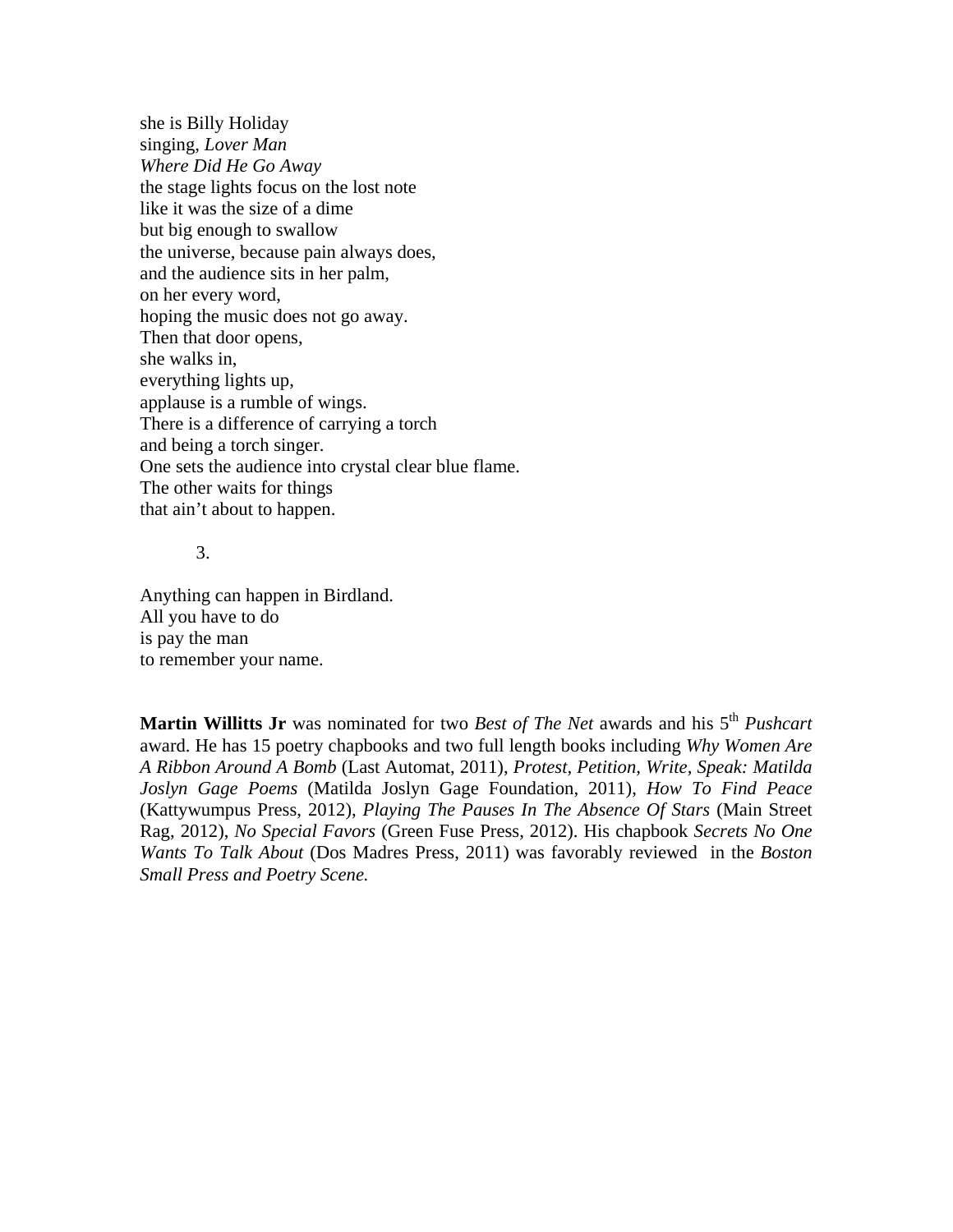she is Billy Holiday  
singing, *Lover Man*  
*Where Did He Go Away*  
the stage lights focus on the lost note  
like it was the size of a dime  
but big enough to swallow  
the universe, because pain always does,  
and the audience sits in her palm,  
on her every word,  
hoping the music does not go away.  
Then that door opens,  
she walks in,  
everything lights up,  
applause is a rumble of wings.  
There is a difference of carrying a torch  
and being a torch singer.  
One sets the audience into crystal clear blue flame.  
The other waits for things  
that ain't about to happen.

3.

Anything can happen in Birdland.  
All you have to do  
is pay the man  
to remember your name.

**Martin Willitts Jr** was nominated for two *Best of The Net* awards and his 5th *Pushcart* award. He has 15 poetry chapbooks and two full length books including *Why Women Are A Ribbon Around A Bomb* (Last Automat, 2011), *Protest, Petition, Write, Speak: Matilda Joslyn Gage Poems* (Matilda Joslyn Gage Foundation, 2011), *How To Find Peace* (Kattywumpus Press, 2012), *Playing The Pauses In The Absence Of Stars* (Main Street Rag, 2012), *No Special Favors* (Green Fuse Press, 2012). His chapbook *Secrets No One Wants To Talk About* (Dos Madres Press, 2011) was favorably reviewed in the *Boston Small Press and Poetry Scene.*